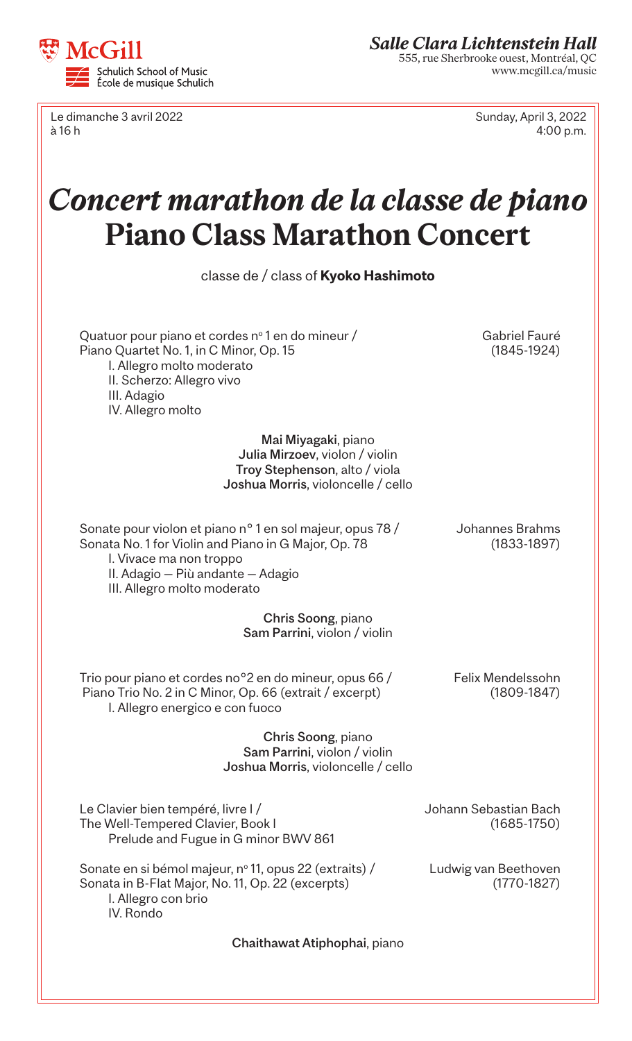McGill
Schulich School of Music
École de musique Schulich

***Salle Clara Lichtenstein Hall***
555, rue Sherbrooke ouest, Montréal, QC
www.mcgill.ca/music

Le dimanche 3 avril 2022
à 16 h

Sunday, April 3, 2022
4:00 p.m.

# *Concert marathon de la classe de piano*
# Piano Class Marathon Concert

classe de / class of **Kyoko Hashimoto**

Quatuor pour piano et cordes nº 1 en do mineur /
Piano Quartet No. 1, in C Minor, Op. 15
I. Allegro molto moderato
II. Scherzo: Allegro vivo
III. Adagio
IV. Allegro molto

Gabriel Fauré
(1845-1924)

**Mai Miyagaki**, piano
**Julia Mirzoev**, violon / violin
**Troy Stephenson**, alto / viola
**Joshua Morris**, violoncelle / cello

Sonate pour violon et piano nº 1 en sol majeur, opus 78 /
Sonata No. 1 for Violin and Piano in G Major, Op. 78
I. Vivace ma non troppo
II. Adagio — Più andante — Adagio
III. Allegro molto moderato

Johannes Brahms
(1833-1897)

**Chris Soong**, piano
**Sam Parrini**, violon / violin

Trio pour piano et cordes no°2 en do mineur, opus 66 /
Piano Trio No. 2 in C Minor, Op. 66 (extrait / excerpt)
I. Allegro energico e con fuoco

Felix Mendelssohn
(1809-1847)

**Chris Soong**, piano
**Sam Parrini**, violon / violin
**Joshua Morris**, violoncelle / cello

Le Clavier bien tempéré, livre I /
The Well-Tempered Clavier, Book I
Prelude and Fugue in G minor BWV 861

Johann Sebastian Bach
(1685-1750)

Sonate en si bémol majeur, nº 11, opus 22 (extraits) /
Sonata in B-Flat Major, No. 11, Op. 22 (excerpts)
I. Allegro con brio
IV. Rondo

Ludwig van Beethoven
(1770-1827)

**Chaithawat Atiphophai**, piano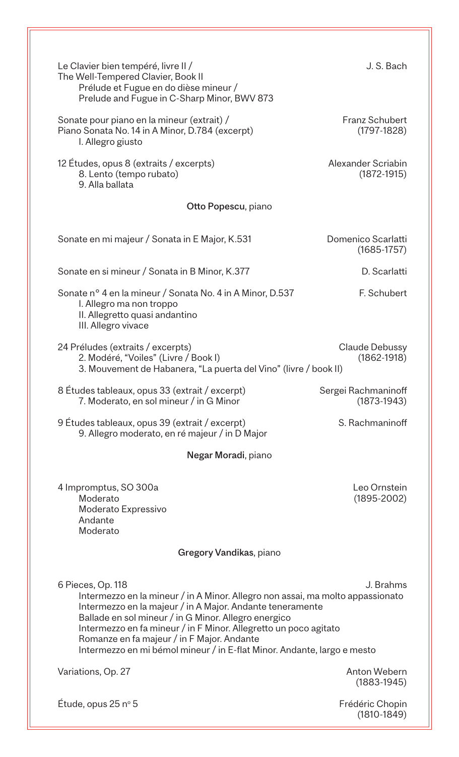Le Clavier bien tempéré, livre II /
The Well-Tempered Clavier, Book II
Prélude et Fugue en do dièse mineur /
Prelude and Fugue in C-Sharp Minor, BWV 873 — J. S. Bach

Sonate pour piano en la mineur (extrait) /
Piano Sonata No. 14 in A Minor, D.784 (excerpt) — Franz Schubert (1797-1828)
I. Allegro giusto

12 Études, opus 8 (extraits / excerpts) — Alexander Scriabin (1872-1915)
8. Lento (tempo rubato)
9. Alla ballata

**Otto Popescu**, piano

Sonate en mi majeur / Sonata in E Major, K.531 — Domenico Scarlatti (1685-1757)

Sonate en si mineur / Sonata in B Minor, K.377 — D. Scarlatti

Sonate n° 4 en la mineur / Sonata No. 4 in A Minor, D.537 — F. Schubert
I. Allegro ma non troppo
II. Allegretto quasi andantino
III. Allegro vivace

24 Préludes (extraits / excerpts) — Claude Debussy (1862-1918)
2. Modéré, "Voiles" (Livre / Book I)
3. Mouvement de Habanera, "La puerta del Vino" (livre / book II)

8 Études tableaux, opus 33 (extrait / excerpt) — Sergei Rachmaninoff (1873-1943)
7. Moderato, en sol mineur / in G Minor

9 Études tableaux, opus 39 (extrait / excerpt) — S. Rachmaninoff
9. Allegro moderato, en ré majeur / in D Major

**Negar Moradi**, piano

4 Impromptus, SO 300a — Leo Ornstein (1895-2002)
Moderato
Moderato Expressivo
Andante
Moderato

**Gregory Vandikas**, piano

6 Pieces, Op. 118 — J. Brahms
Intermezzo en la mineur / in A Minor. Allegro non assai, ma molto appassionato
Intermezzo en la majeur / in A Major. Andante teneramente
Ballade en sol mineur / in G Minor. Allegro energico
Intermezzo en fa mineur / in F Minor. Allegretto un poco agitato
Romanze en fa majeur / in F Major. Andante
Intermezzo en mi bémol mineur / in E-flat Minor. Andante, largo e mesto

Variations, Op. 27 — Anton Webern (1883-1945)

Étude, opus 25 n° 5 — Frédéric Chopin (1810-1849)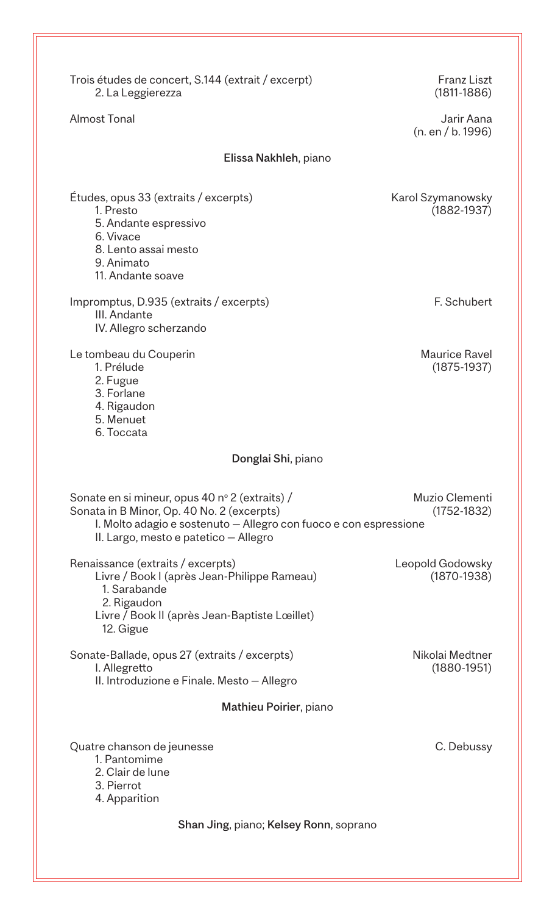Trois études de concert, S.144 (extrait / excerpt) — Franz Liszt (1811-1886)
- 2. La Leggierezza

Almost Tonal — Jarir Aana (n. en / b. 1996)

**Elissa Nakhleh**, piano

Études, opus 33 (extraits / excerpts) — Karol Szymanowsky (1882-1937)
- 1. Presto
- 5. Andante espressivo
- 6. Vivace
- 8. Lento assai mesto
- 9. Animato
- 11. Andante soave

Impromptus, D.935 (extraits / excerpts) — F. Schubert
- III. Andante
- IV. Allegro scherzando

Le tombeau du Couperin — Maurice Ravel (1875-1937)
- 1. Prélude
- 2. Fugue
- 3. Forlane
- 4. Rigaudon
- 5. Menuet
- 6. Toccata

**Donglai Shi**, piano

Sonate en si mineur, opus 40 nº 2 (extraits) / Sonata in B Minor, Op. 40 No. 2 (excerpts) — Muzio Clementi (1752-1832)
- I. Molto adagio e sostenuto – Allegro con fuoco e con espressione
- II. Largo, mesto e patetico – Allegro

Renaissance (extraits / excerpts) — Leopold Godowsky (1870-1938)
- Livre / Book I (après Jean-Philippe Rameau)
  - 1. Sarabande
  - 2. Rigaudon
- Livre / Book II (après Jean-Baptiste Lœillet)
  - 12. Gigue

Sonate-Ballade, opus 27 (extraits / excerpts) — Nikolai Medtner (1880-1951)
- I. Allegretto
- II. Introduzione e Finale. Mesto – Allegro

**Mathieu Poirier**, piano

Quatre chanson de jeunesse — C. Debussy
- 1. Pantomime
- 2. Clair de lune
- 3. Pierrot
- 4. Apparition

**Shan Jing**, piano; **Kelsey Ronn**, soprano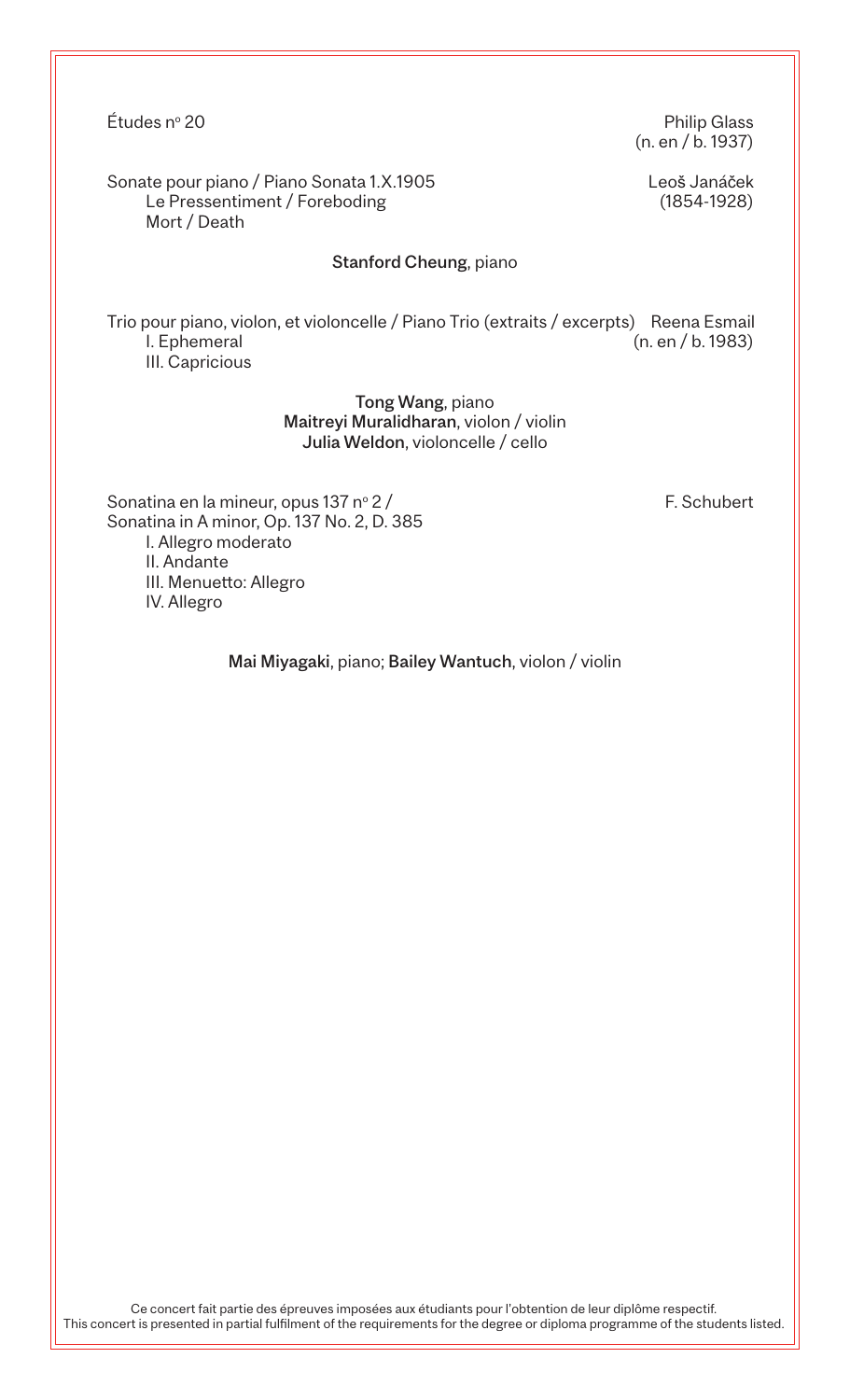Études nº 20 — Philip Glass (n. en / b. 1937)

Sonate pour piano / Piano Sonata 1.X.1905 — Leoš Janáček (1854-1928)
- Le Pressentiment / Foreboding
- Mort / Death

**Stanford Cheung**, piano

Trio pour piano, violon, et violoncelle / Piano Trio (extraits / excerpts) — Reena Esmail (n. en / b. 1983)
- I. Ephemeral
- III. Capricious

**Tong Wang**, piano
**Maitreyi Muralidharan**, violon / violin
**Julia Weldon**, violoncelle / cello

Sonatina en la mineur, opus 137 nº 2 /
Sonatina in A minor, Op. 137 No. 2, D. 385 — F. Schubert
- I. Allegro moderato
- II. Andante
- III. Menuetto: Allegro
- IV. Allegro

**Mai Miyagaki**, piano; **Bailey Wantuch**, violon / violin

Ce concert fait partie des épreuves imposées aux étudiants pour l'obtention de leur diplôme respectif.
This concert is presented in partial fulfilment of the requirements for the degree or diploma programme of the students listed.